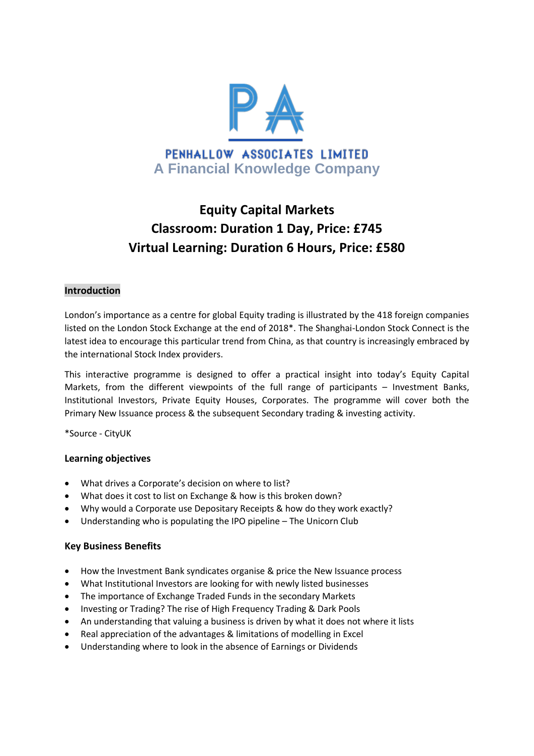PENHALLOW ASSOCIATES LIMITED
A Financial Knowledge Company

# Equity Capital Markets
## Classroom: Duration 1 Day, Price: £745
## Virtual Learning: Duration 6 Hours, Price: £580

**Introduction**

London's importance as a centre for global Equity trading is illustrated by the 418 foreign companies listed on the London Stock Exchange at the end of 2018*. The Shanghai-London Stock Connect is the latest idea to encourage this particular trend from China, as that country is increasingly embraced by the international Stock Index providers.

This interactive programme is designed to offer a practical insight into today's Equity Capital Markets, from the different viewpoints of the full range of participants – Investment Banks, Institutional Investors, Private Equity Houses, Corporates. The programme will cover both the Primary New Issuance process & the subsequent Secondary trading & investing activity.

*Source - CityUK

**Learning objectives**

- What drives a Corporate's decision on where to list?
- What does it cost to list on Exchange & how is this broken down?
- Why would a Corporate use Depositary Receipts & how do they work exactly?
- Understanding who is populating the IPO pipeline – The Unicorn Club

**Key Business Benefits**

- How the Investment Bank syndicates organise & price the New Issuance process
- What Institutional Investors are looking for with newly listed businesses
- The importance of Exchange Traded Funds in the secondary Markets
- Investing or Trading? The rise of High Frequency Trading & Dark Pools
- An understanding that valuing a business is driven by what it does not where it lists
- Real appreciation of the advantages & limitations of modelling in Excel
- Understanding where to look in the absence of Earnings or Dividends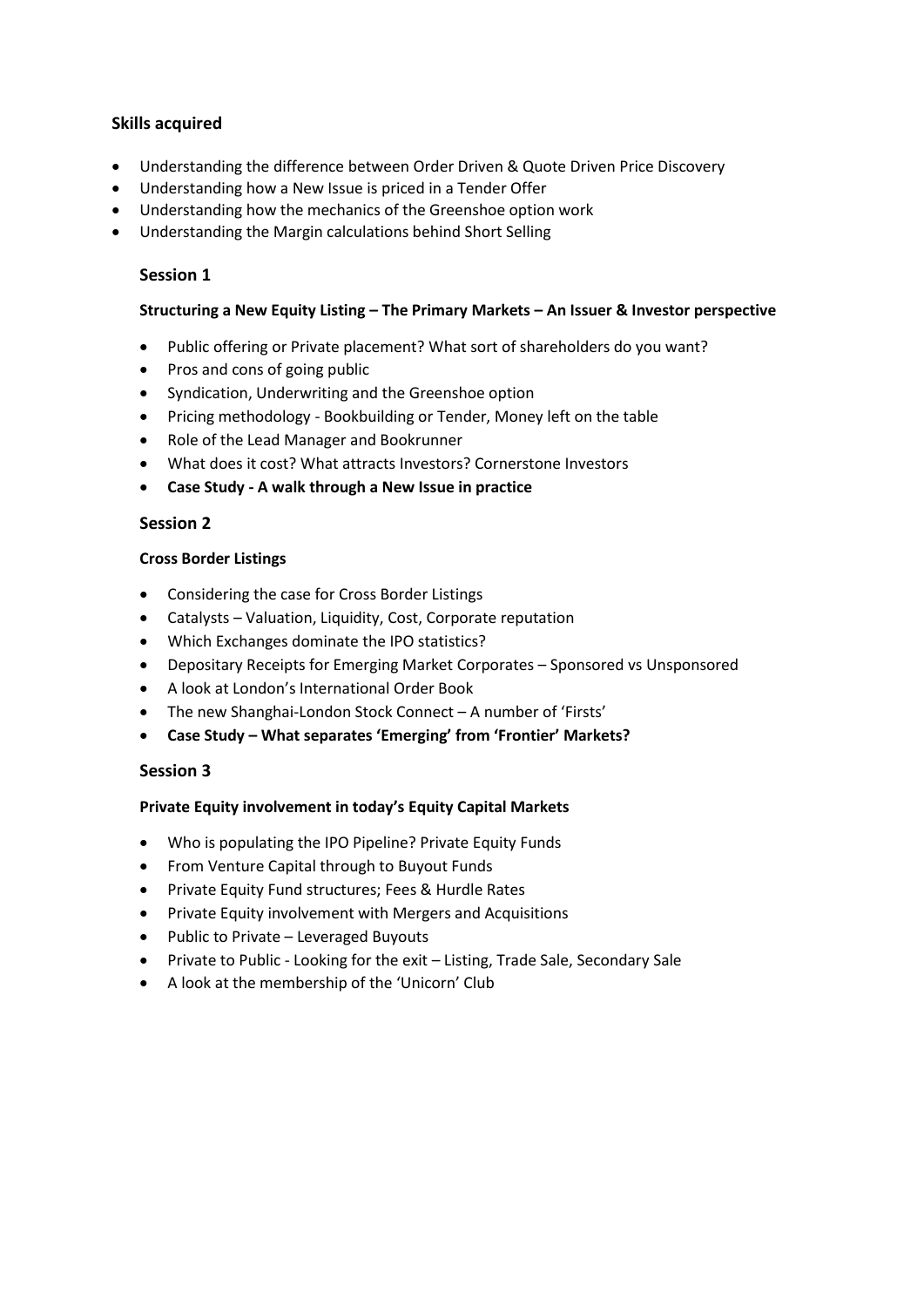### Skills acquired

- Understanding the difference between Order Driven & Quote Driven Price Discovery
- Understanding how a New Issue is priced in a Tender Offer
- Understanding how the mechanics of the Greenshoe option work
- Understanding the Margin calculations behind Short Selling

### Session 1

**Structuring a New Equity Listing – The Primary Markets – An Issuer & Investor perspective**

- Public offering or Private placement? What sort of shareholders do you want?
- Pros and cons of going public
- Syndication, Underwriting and the Greenshoe option
- Pricing methodology - Bookbuilding or Tender, Money left on the table
- Role of the Lead Manager and Bookrunner
- What does it cost? What attracts Investors? Cornerstone Investors
- **Case Study - A walk through a New Issue in practice**

### Session 2

**Cross Border Listings**

- Considering the case for Cross Border Listings
- Catalysts – Valuation, Liquidity, Cost, Corporate reputation
- Which Exchanges dominate the IPO statistics?
- Depositary Receipts for Emerging Market Corporates – Sponsored vs Unsponsored
- A look at London's International Order Book
- The new Shanghai-London Stock Connect – A number of 'Firsts'
- **Case Study – What separates 'Emerging' from 'Frontier' Markets?**

### Session 3

**Private Equity involvement in today's Equity Capital Markets**

- Who is populating the IPO Pipeline? Private Equity Funds
- From Venture Capital through to Buyout Funds
- Private Equity Fund structures; Fees & Hurdle Rates
- Private Equity involvement with Mergers and Acquisitions
- Public to Private – Leveraged Buyouts
- Private to Public - Looking for the exit – Listing, Trade Sale, Secondary Sale
- A look at the membership of the 'Unicorn' Club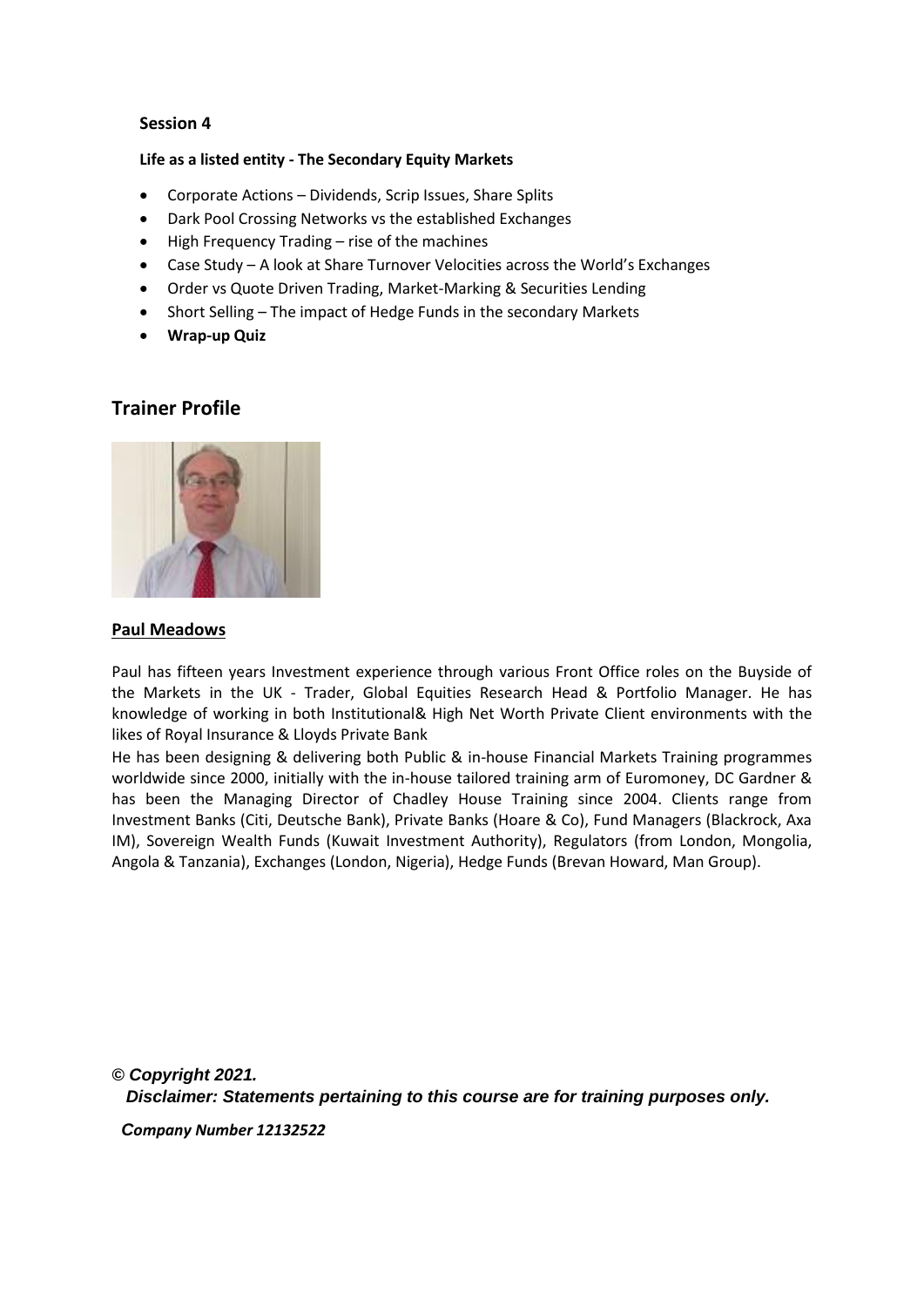**Session 4**

**Life as a listed entity - The Secondary Equity Markets**

- Corporate Actions – Dividends, Scrip Issues, Share Splits
- Dark Pool Crossing Networks vs the established Exchanges
- High Frequency Trading – rise of the machines
- Case Study – A look at Share Turnover Velocities across the World's Exchanges
- Order vs Quote Driven Trading, Market-Marking & Securities Lending
- Short Selling – The impact of Hedge Funds in the secondary Markets
- **Wrap-up Quiz**

## Trainer Profile

**Paul Meadows**

Paul has fifteen years Investment experience through various Front Office roles on the Buyside of the Markets in the UK - Trader, Global Equities Research Head & Portfolio Manager. He has knowledge of working in both Institutional& High Net Worth Private Client environments with the likes of Royal Insurance & Lloyds Private Bank

He has been designing & delivering both Public & in-house Financial Markets Training programmes worldwide since 2000, initially with the in-house tailored training arm of Euromoney, DC Gardner & has been the Managing Director of Chadley House Training since 2004. Clients range from Investment Banks (Citi, Deutsche Bank), Private Banks (Hoare & Co), Fund Managers (Blackrock, Axa IM), Sovereign Wealth Funds (Kuwait Investment Authority), Regulators (from London, Mongolia, Angola & Tanzania), Exchanges (London, Nigeria), Hedge Funds (Brevan Howard, Man Group).

***© Copyright 2021.***

***Disclaimer: Statements pertaining to this course are for training purposes only.***

***Company Number 12132522***